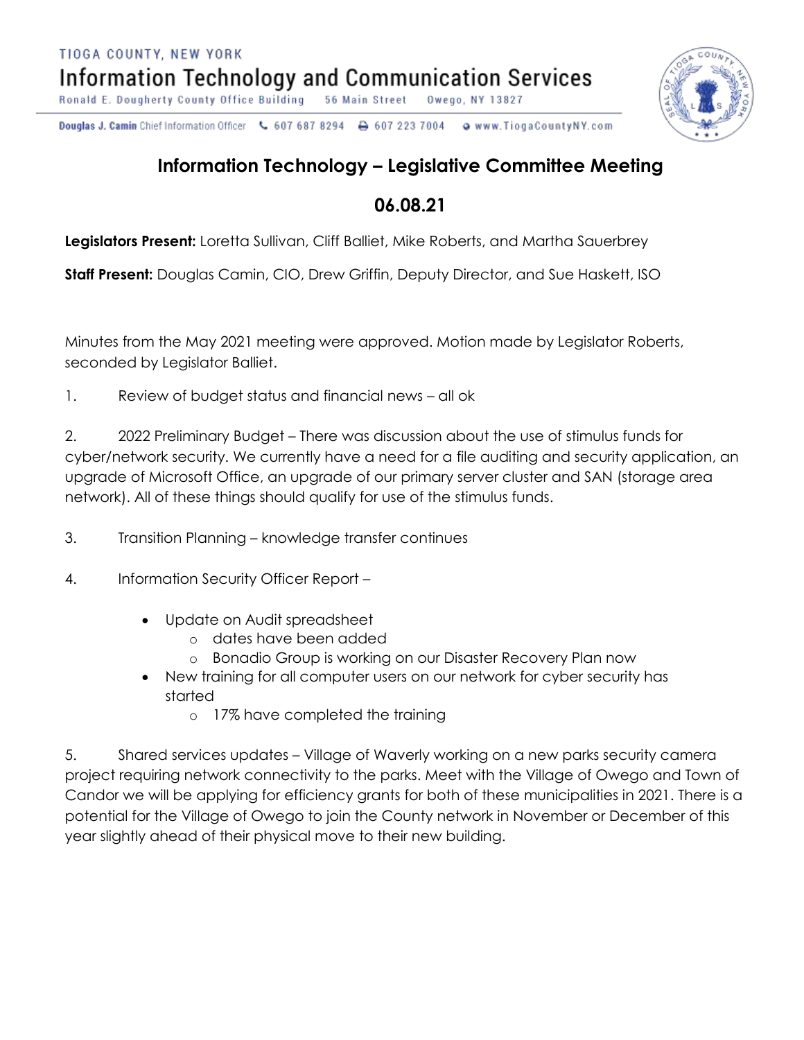TIOGA COUNTY, NEW YORK

Information Technology and Communication Services

Ronald E. Dougherty County Office Building    56 Main Street    Owego, NY 13827

**Douglas J. Camin** Chief Information Officer    607 687 8294    607 223 7004    www.TiogaCountyNY.com

# Information Technology – Legislative Committee Meeting

## 06.08.21

**Legislators Present:** Loretta Sullivan, Cliff Balliet, Mike Roberts, and Martha Sauerbrey

**Staff Present:** Douglas Camin, CIO, Drew Griffin, Deputy Director, and Sue Haskett, ISO

Minutes from the May 2021 meeting were approved. Motion made by Legislator Roberts, seconded by Legislator Balliet.

1. Review of budget status and financial news – all ok

2. 2022 Preliminary Budget – There was discussion about the use of stimulus funds for cyber/network security. We currently have a need for a file auditing and security application, an upgrade of Microsoft Office, an upgrade of our primary server cluster and SAN (storage area network). All of these things should qualify for use of the stimulus funds.

3. Transition Planning – knowledge transfer continues

4. Information Security Officer Report –

- Update on Audit spreadsheet
  - dates have been added
  - Bonadio Group is working on our Disaster Recovery Plan now
- New training for all computer users on our network for cyber security has started
  - 17% have completed the training

5. Shared services updates – Village of Waverly working on a new parks security camera project requiring network connectivity to the parks. Meet with the Village of Owego and Town of Candor we will be applying for efficiency grants for both of these municipalities in 2021. There is a potential for the Village of Owego to join the County network in November or December of this year slightly ahead of their physical move to their new building.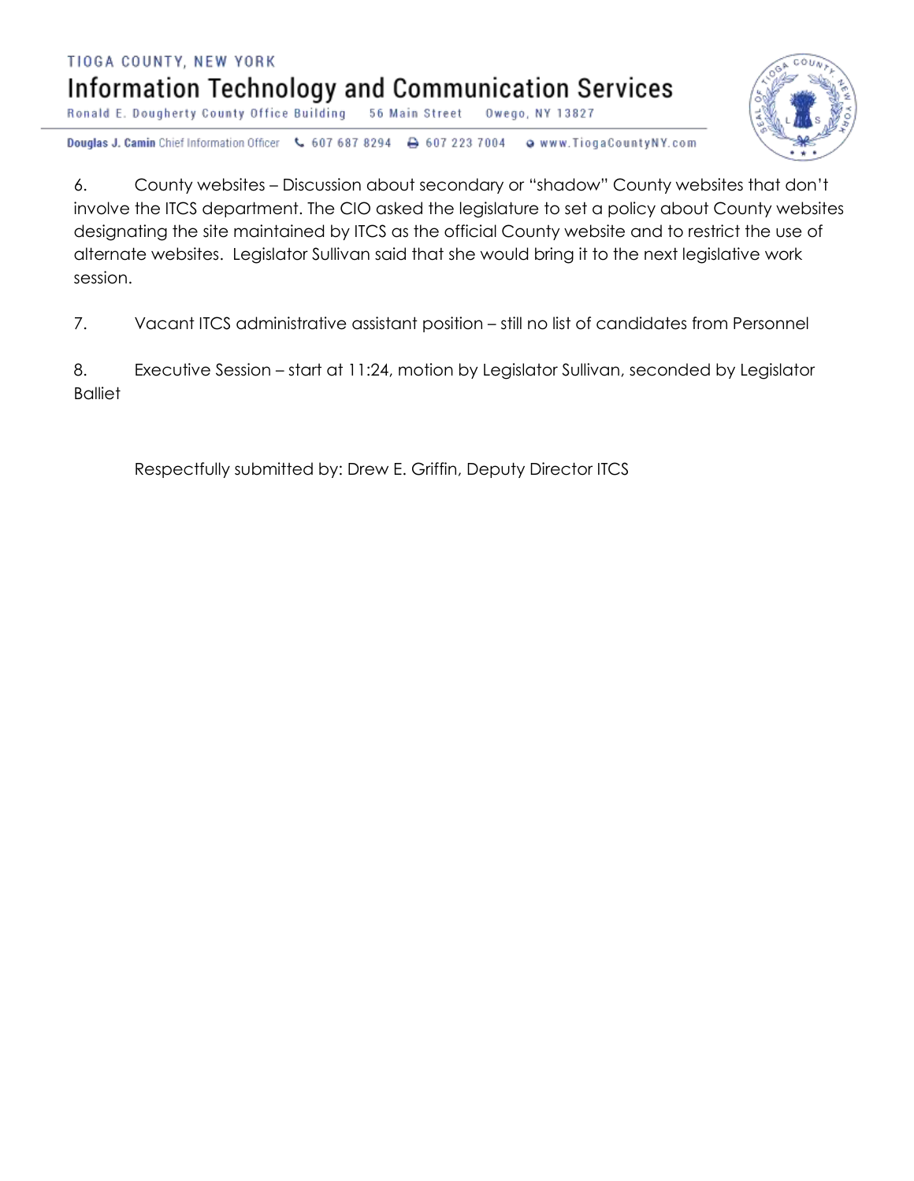6. County websites – Discussion about secondary or "shadow" County websites that don't involve the ITCS department. The CIO asked the legislature to set a policy about County websites designating the site maintained by ITCS as the official County website and to restrict the use of alternate websites. Legislator Sullivan said that she would bring it to the next legislative work session.

7. Vacant ITCS administrative assistant position – still no list of candidates from Personnel

8. Executive Session – start at 11:24, motion by Legislator Sullivan, seconded by Legislator Balliet

Respectfully submitted by: Drew E. Griffin, Deputy Director ITCS